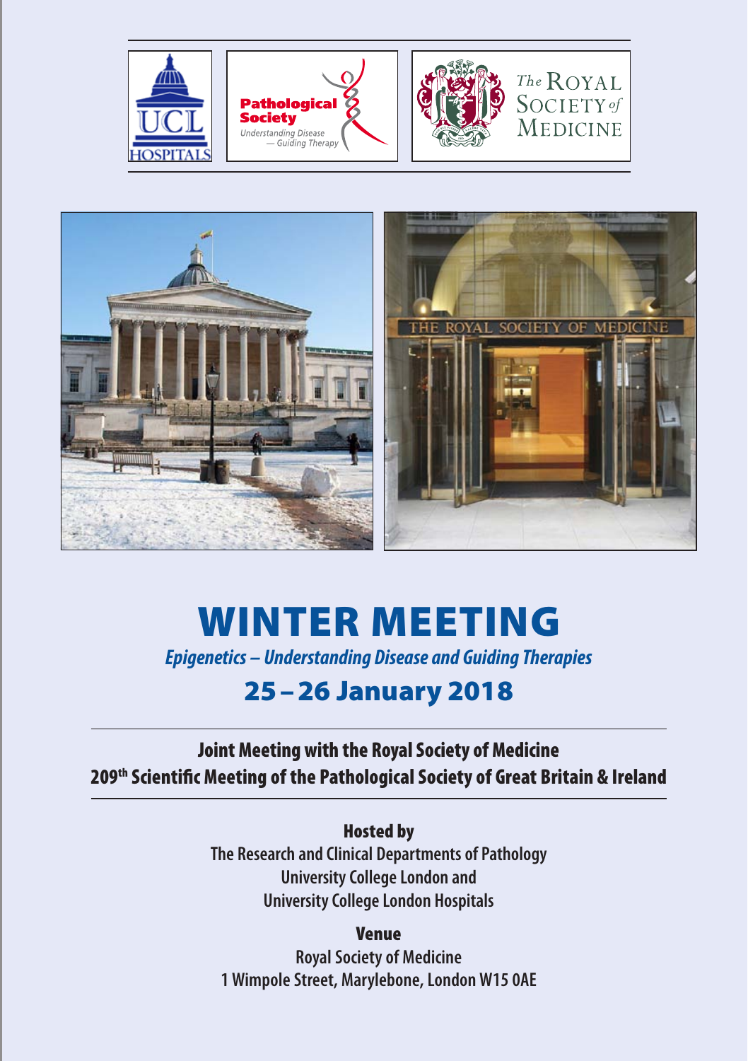# WINTER MEETING

***Epigenetics – Understanding Disease and Guiding Therapies***

## 25 – 26 January 2018

**Joint Meeting with the Royal Society of Medicine**
**209th Scientific Meeting of the Pathological Society of Great Britain & Ireland**

**Hosted by**
The Research and Clinical Departments of Pathology
University College London and
University College London Hospitals

**Venue**
Royal Society of Medicine
1 Wimpole Street, Marylebone, London W15 0AE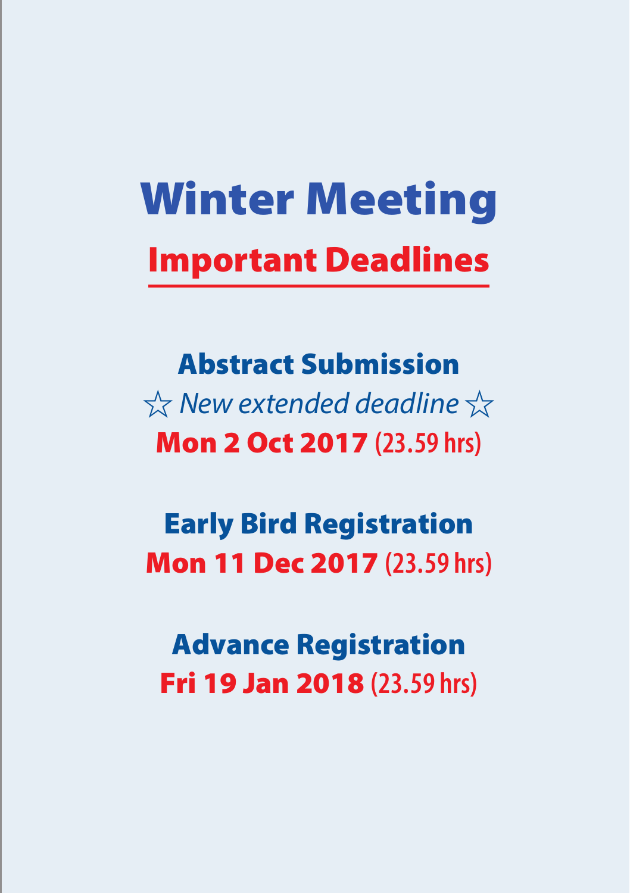# Winter Meeting

## Important Deadlines

### Abstract Submission

☆ *New extended deadline* ☆

**Mon 2 Oct 2017** (23.59 hrs)

### Early Bird Registration

**Mon 11 Dec 2017** (23.59 hrs)

### Advance Registration

**Fri 19 Jan 2018** (23.59 hrs)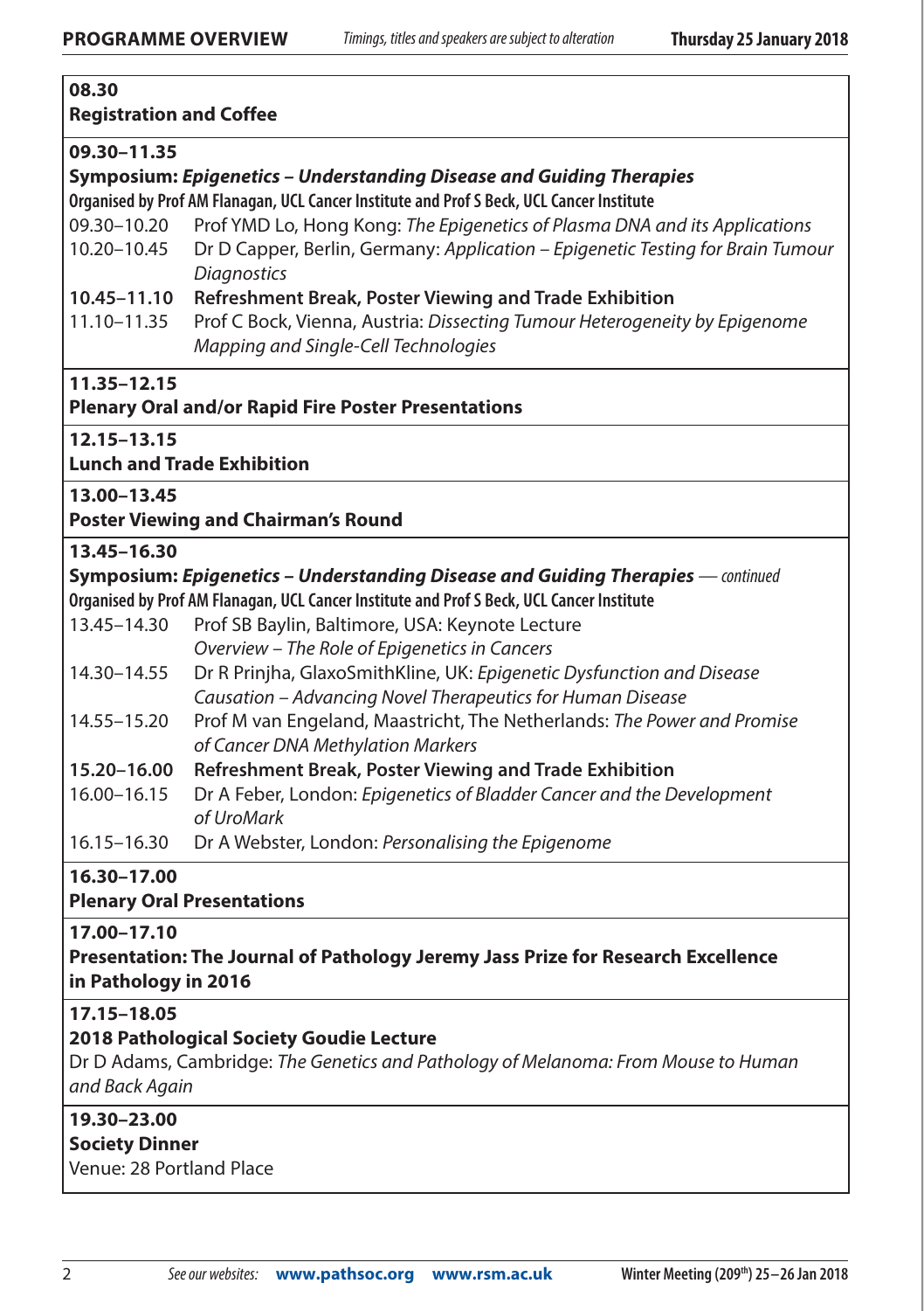## PROGRAMME OVERVIEW

*Timings, titles and speakers are subject to alteration*

**Thursday 25 January 2018**

**08.30**
**Registration and Coffee**

**09.30–11.35**
**Symposium: *Epigenetics – Understanding Disease and Guiding Therapies***
**Organised by Prof AM Flanagan, UCL Cancer Institute and Prof S Beck, UCL Cancer Institute**

| | |
|---|---|
| 09.30–10.20 | Prof YMD Lo, Hong Kong: *The Epigenetics of Plasma DNA and its Applications* |
| 10.20–10.45 | Dr D Capper, Berlin, Germany: *Application – Epigenetic Testing for Brain Tumour Diagnostics* |
| **10.45–11.10** | **Refreshment Break, Poster Viewing and Trade Exhibition** |
| 11.10–11.35 | Prof C Bock, Vienna, Austria: *Dissecting Tumour Heterogeneity by Epigenome Mapping and Single-Cell Technologies* |

**11.35–12.15**
**Plenary Oral and/or Rapid Fire Poster Presentations**

**12.15–13.15**
**Lunch and Trade Exhibition**

**13.00–13.45**
**Poster Viewing and Chairman's Round**

**13.45–16.30**
**Symposium: *Epigenetics – Understanding Disease and Guiding Therapies*** — *continued*
**Organised by Prof AM Flanagan, UCL Cancer Institute and Prof S Beck, UCL Cancer Institute**

| | |
|---|---|
| 13.45–14.30 | Prof SB Baylin, Baltimore, USA: Keynote Lecture *Overview – The Role of Epigenetics in Cancers* |
| 14.30–14.55 | Dr R Prinjha, GlaxoSmithKline, UK: *Epigenetic Dysfunction and Disease Causation – Advancing Novel Therapeutics for Human Disease* |
| 14.55–15.20 | Prof M van Engeland, Maastricht, The Netherlands: *The Power and Promise of Cancer DNA Methylation Markers* |
| **15.20–16.00** | **Refreshment Break, Poster Viewing and Trade Exhibition** |
| 16.00–16.15 | Dr A Feber, London: *Epigenetics of Bladder Cancer and the Development of UroMark* |
| 16.15–16.30 | Dr A Webster, London: *Personalising the Epigenome* |

**16.30–17.00**
**Plenary Oral Presentations**

**17.00–17.10**
**Presentation: The Journal of Pathology Jeremy Jass Prize for Research Excellence in Pathology in 2016**

**17.15–18.05**
**2018 Pathological Society Goudie Lecture**
Dr D Adams, Cambridge: *The Genetics and Pathology of Melanoma: From Mouse to Human and Back Again*

**19.30–23.00**
**Society Dinner**
Venue: 28 Portland Place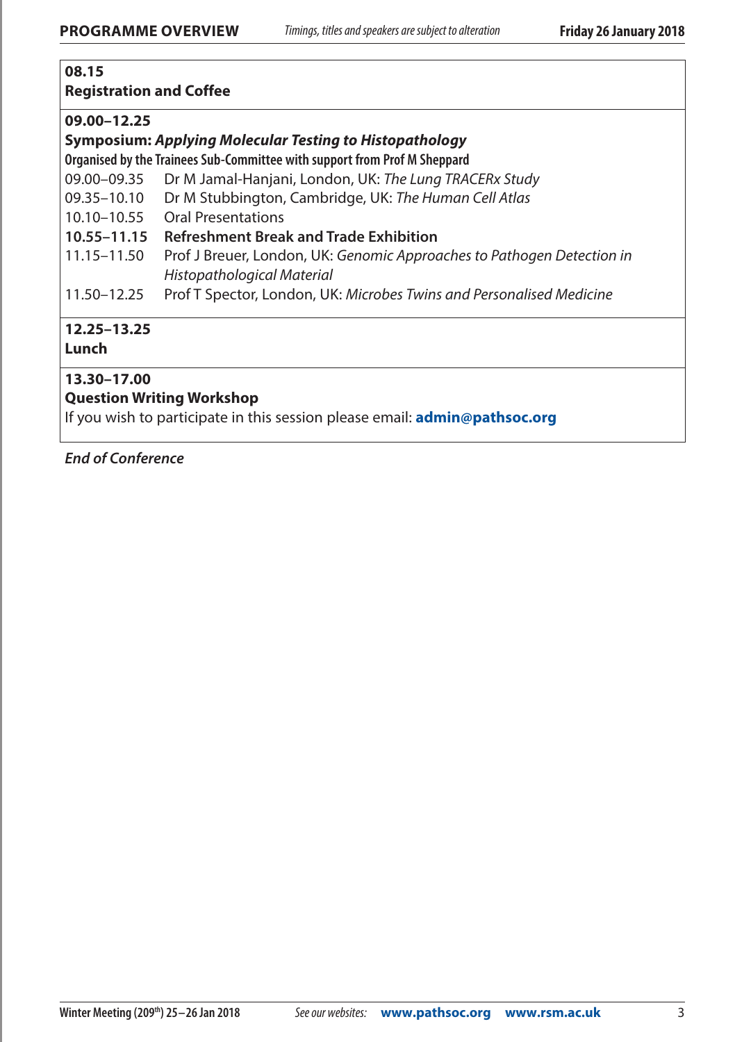**08.15**
**Registration and Coffee**

**09.00–12.25**
**Symposium: *Applying Molecular Testing to Histopathology***
**Organised by the Trainees Sub-Committee with support from Prof M Sheppard**

| | |
|---|---|
| 09.00–09.35 | Dr M Jamal-Hanjani, London, UK: *The Lung TRACERx Study* |
| 09.35–10.10 | Dr M Stubbington, Cambridge, UK: *The Human Cell Atlas* |
| 10.10–10.55 | Oral Presentations |
| **10.55–11.15** | **Refreshment Break and Trade Exhibition** |
| 11.15–11.50 | Prof J Breuer, London, UK: *Genomic Approaches to Pathogen Detection in Histopathological Material* |
| 11.50–12.25 | Prof T Spector, London, UK: *Microbes Twins and Personalised Medicine* |

**12.25–13.25**
**Lunch**

**13.30–17.00**
**Question Writing Workshop**
If you wish to participate in this session please email: **admin@pathsoc.org**

***End of Conference***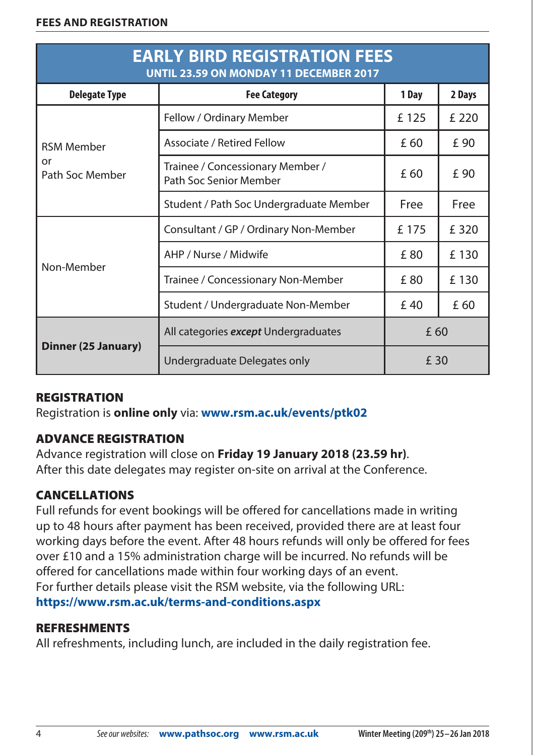## FEES AND REGISTRATION

| EARLY BIRD REGISTRATION FEES UNTIL 23.59 ON MONDAY 11 DECEMBER 2017 | | | |
|---|---|---|---|
| **Delegate Type** | **Fee Category** | **1 Day** | **2 Days** |
| RSM Member or Path Soc Member | Fellow / Ordinary Member | £ 125 | £ 220 |
| | Associate / Retired Fellow | £ 60 | £ 90 |
| | Trainee / Concessionary Member / Path Soc Senior Member | £ 60 | £ 90 |
| | Student / Path Soc Undergraduate Member | Free | Free |
| Non-Member | Consultant / GP / Ordinary Non-Member | £ 175 | £ 320 |
| | AHP / Nurse / Midwife | £ 80 | £ 130 |
| | Trainee / Concessionary Non-Member | £ 80 | £ 130 |
| | Student / Undergraduate Non-Member | £ 40 | £ 60 |
| **Dinner (25 January)** | All categories ***except*** Undergraduates | £ 60 | |
| | Undergraduate Delegates only | £ 30 | |

### REGISTRATION

Registration is **online only** via: **www.rsm.ac.uk/events/ptk02**

### ADVANCE REGISTRATION

Advance registration will close on **Friday 19 January 2018 (23.59 hr)**.
After this date delegates may register on-site on arrival at the Conference.

### CANCELLATIONS

Full refunds for event bookings will be offered for cancellations made in writing up to 48 hours after payment has been received, provided there are at least four working days before the event. After 48 hours refunds will only be offered for fees over £10 and a 15% administration charge will be incurred. No refunds will be offered for cancellations made within four working days of an event.
For further details please visit the RSM website, via the following URL:
**https://www.rsm.ac.uk/terms-and-conditions.aspx**

### REFRESHMENTS

All refreshments, including lunch, are included in the daily registration fee.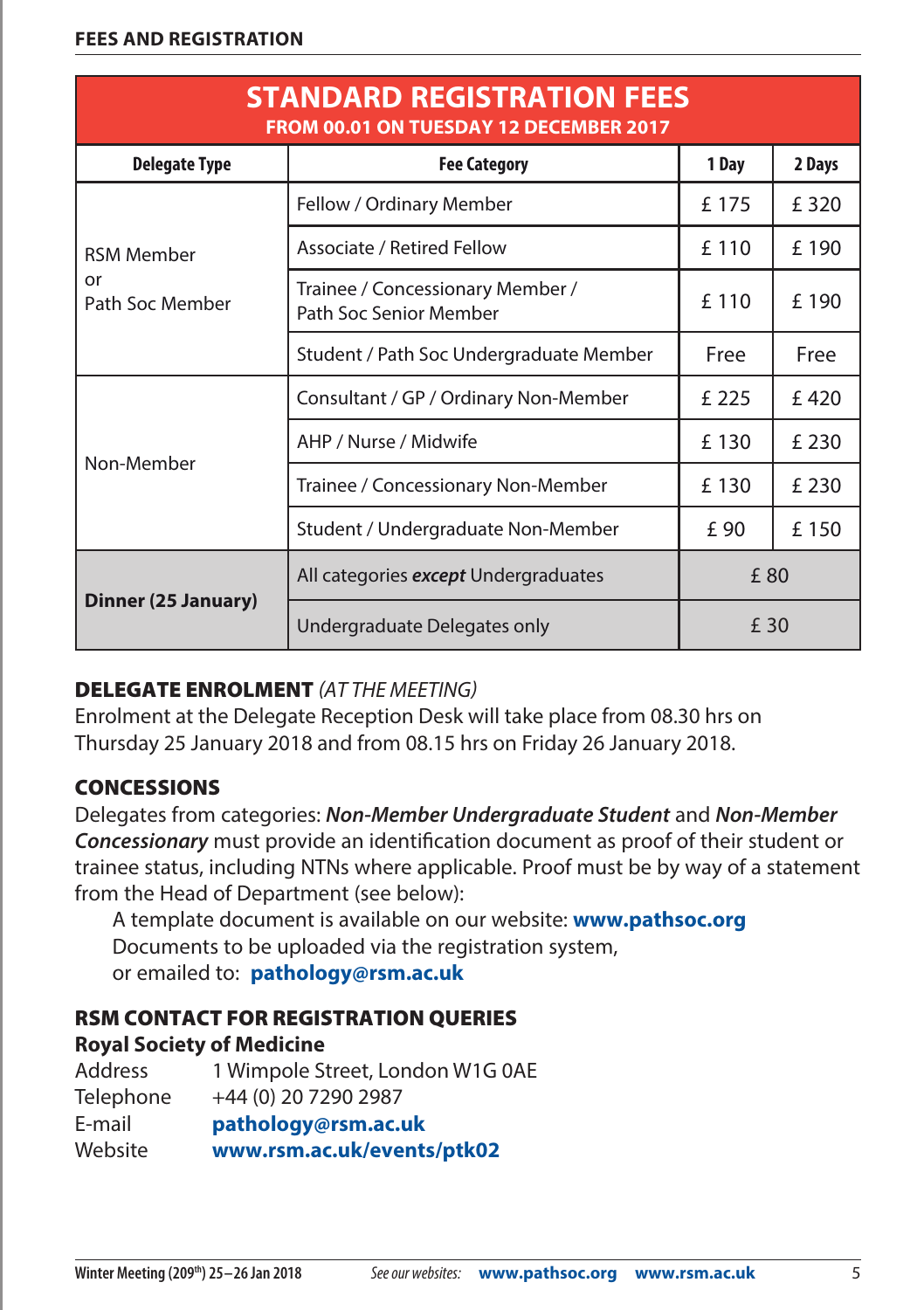## FEES AND REGISTRATION

| STANDARD REGISTRATION FEES FROM 00.01 ON TUESDAY 12 DECEMBER 2017 | | | |
|---|---|---|---|
| **Delegate Type** | **Fee Category** | **1 Day** | **2 Days** |
| RSM Member or Path Soc Member | Fellow / Ordinary Member | £ 175 | £ 320 |
| | Associate / Retired Fellow | £ 110 | £ 190 |
| | Trainee / Concessionary Member / Path Soc Senior Member | £ 110 | £ 190 |
| | Student / Path Soc Undergraduate Member | Free | Free |
| Non-Member | Consultant / GP / Ordinary Non-Member | £ 225 | £ 420 |
| | AHP / Nurse / Midwife | £ 130 | £ 230 |
| | Trainee / Concessionary Non-Member | £ 130 | £ 230 |
| | Student / Undergraduate Non-Member | £ 90 | £ 150 |
| **Dinner (25 January)** | All categories ***except*** Undergraduates | £ 80 | |
| | Undergraduate Delegates only | £ 30 | |

### DELEGATE ENROLMENT *(AT THE MEETING)*

Enrolment at the Delegate Reception Desk will take place from 08.30 hrs on Thursday 25 January 2018 and from 08.15 hrs on Friday 26 January 2018.

### CONCESSIONS

Delegates from categories: ***Non-Member Undergraduate Student*** and ***Non-Member Concessionary*** must provide an identification document as proof of their student or trainee status, including NTNs where applicable. Proof must be by way of a statement from the Head of Department (see below):

A template document is available on our website: **www.pathsoc.org**
Documents to be uploaded via the registration system,
or emailed to: **pathology@rsm.ac.uk**

### RSM CONTACT FOR REGISTRATION QUERIES

**Royal Society of Medicine**

Address 1 Wimpole Street, London W1G 0AE
Telephone +44 (0) 20 7290 2987
E-mail **pathology@rsm.ac.uk**
Website **www.rsm.ac.uk/events/ptk02**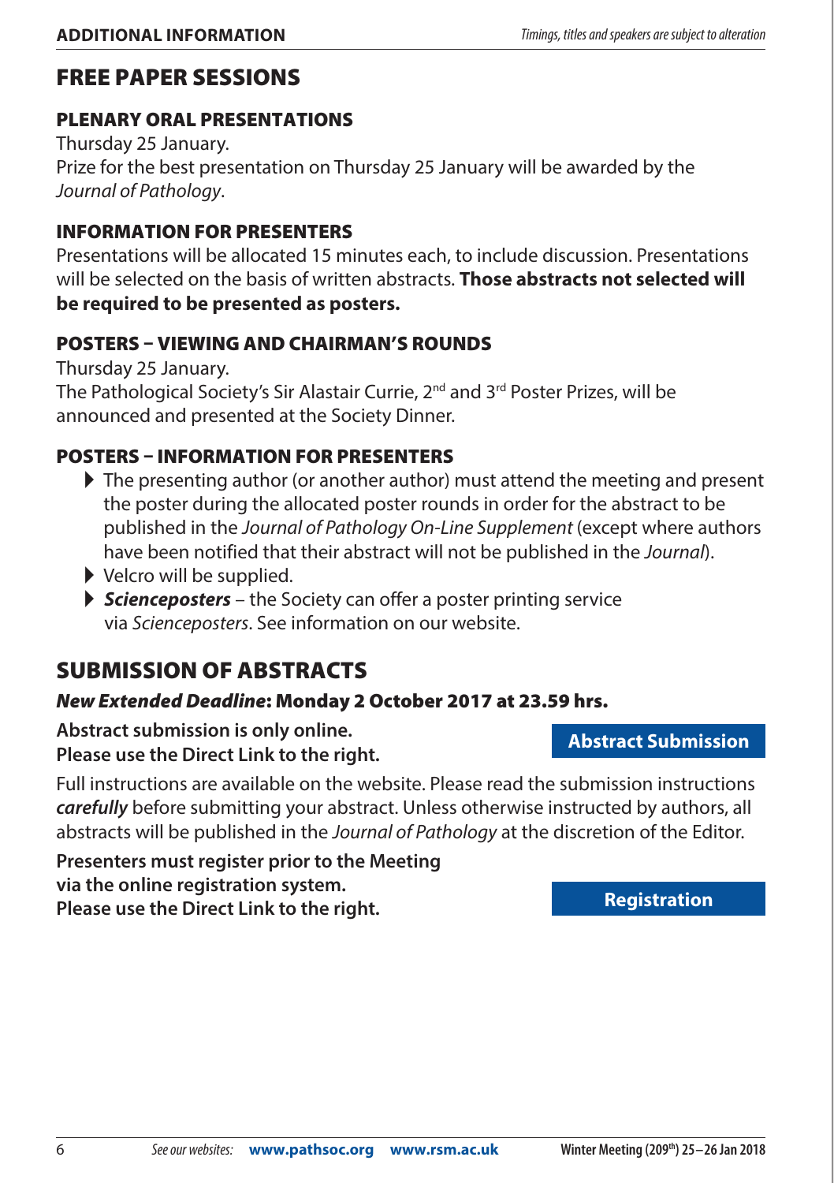# FREE PAPER SESSIONS

## PLENARY ORAL PRESENTATIONS

Thursday 25 January.
Prize for the best presentation on Thursday 25 January will be awarded by the *Journal of Pathology*.

## INFORMATION FOR PRESENTERS

Presentations will be allocated 15 minutes each, to include discussion. Presentations will be selected on the basis of written abstracts. **Those abstracts not selected will be required to be presented as posters.**

## POSTERS – VIEWING AND CHAIRMAN'S ROUNDS

Thursday 25 January.
The Pathological Society's Sir Alastair Currie, 2nd and 3rd Poster Prizes, will be announced and presented at the Society Dinner.

## POSTERS – INFORMATION FOR PRESENTERS

- The presenting author (or another author) must attend the meeting and present the poster during the allocated poster rounds in order for the abstract to be published in the *Journal of Pathology On-Line Supplement* (except where authors have been notified that their abstract will not be published in the *Journal*).
- Velcro will be supplied.
- ***Scienceposters*** – the Society can offer a poster printing service via *Scienceposters*. See information on our website.

# SUBMISSION OF ABSTRACTS

## *New Extended Deadline*: Monday 2 October 2017 at 23.59 hrs.

**Abstract submission is only online.**
**Please use the Direct Link to the right.**

**Abstract Submission**

Full instructions are available on the website. Please read the submission instructions ***carefully*** before submitting your abstract. Unless otherwise instructed by authors, all abstracts will be published in the *Journal of Pathology* at the discretion of the Editor.

**Presenters must register prior to the Meeting via the online registration system.**
**Please use the Direct Link to the right.**

**Registration**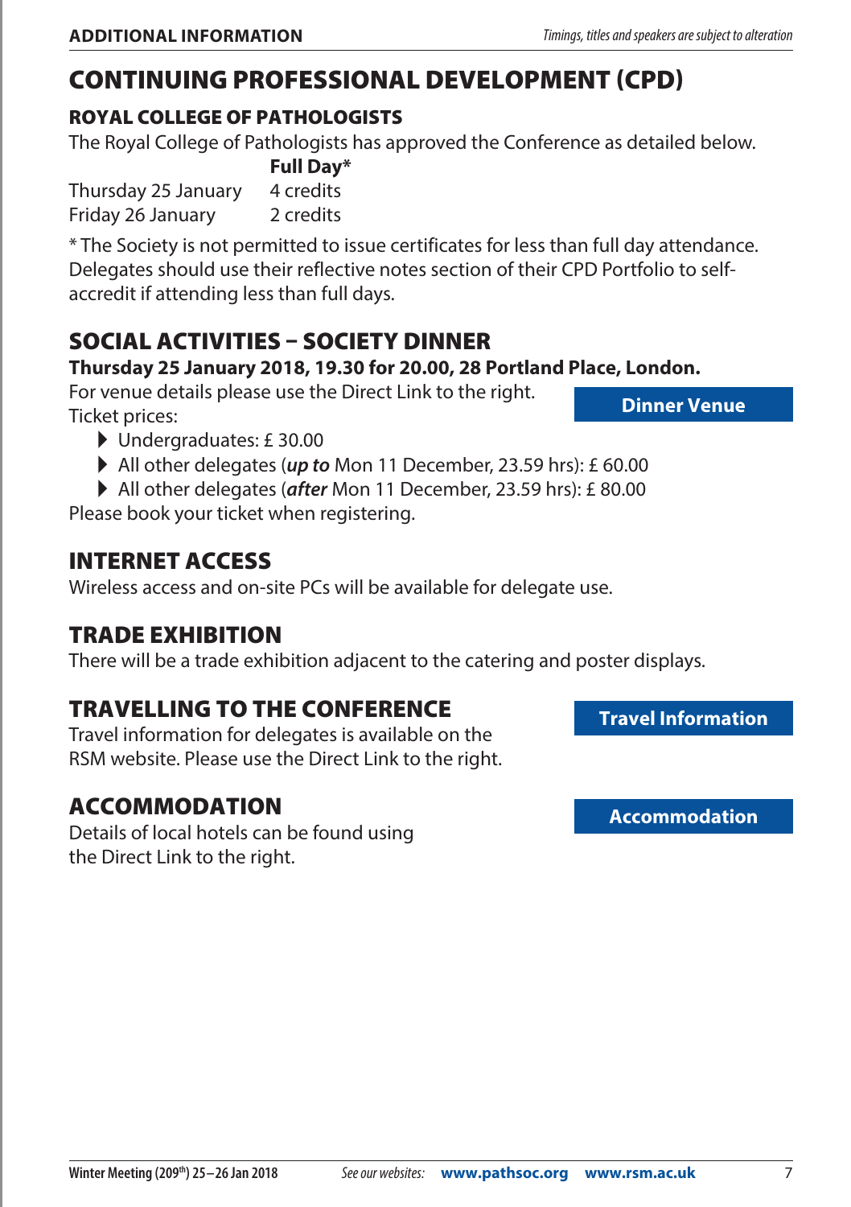# CONTINUING PROFESSIONAL DEVELOPMENT (CPD)

## ROYAL COLLEGE OF PATHOLOGISTS

The Royal College of Pathologists has approved the Conference as detailed below.

| | **Full Day*** |
|---|---|
| Thursday 25 January | 4 credits |
| Friday 26 January | 2 credits |

* The Society is not permitted to issue certificates for less than full day attendance. Delegates should use their reflective notes section of their CPD Portfolio to self-accredit if attending less than full days.

# SOCIAL ACTIVITIES – SOCIETY DINNER

**Thursday 25 January 2018, 19.30 for 20.00, 28 Portland Place, London.**

For venue details please use the Direct Link to the right.

**Dinner Venue**

Ticket prices:

- Undergraduates: £ 30.00
- All other delegates (***up to*** Mon 11 December, 23.59 hrs): £ 60.00
- All other delegates (***after*** Mon 11 December, 23.59 hrs): £ 80.00

Please book your ticket when registering.

# INTERNET ACCESS

Wireless access and on-site PCs will be available for delegate use.

# TRADE EXHIBITION

There will be a trade exhibition adjacent to the catering and poster displays.

# TRAVELLING TO THE CONFERENCE

Travel information for delegates is available on the RSM website. Please use the Direct Link to the right.

**Travel Information**

# ACCOMMODATION

Details of local hotels can be found using the Direct Link to the right.

**Accommodation**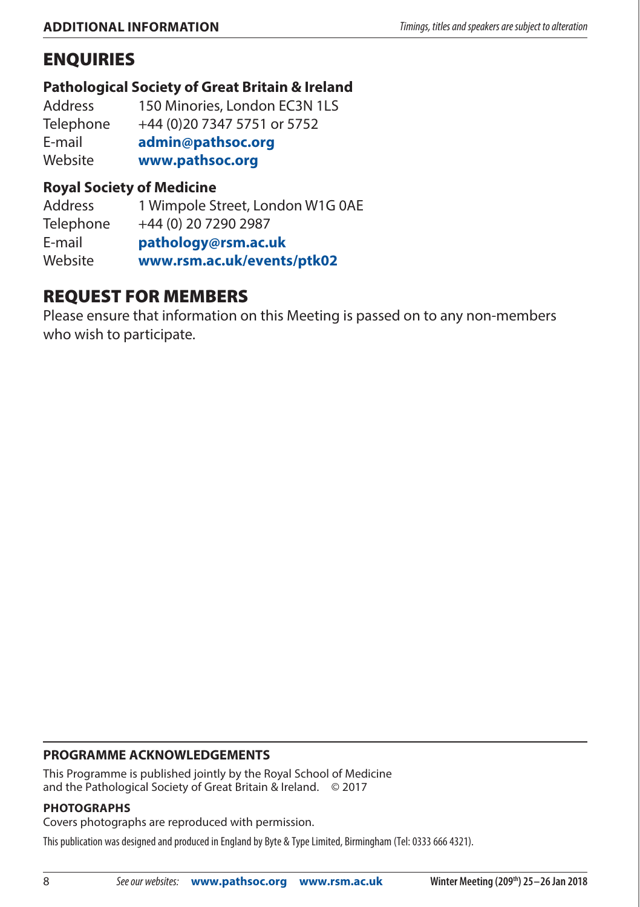## ENQUIRIES

### Pathological Society of Great Britain & Ireland

| | |
|---|---|
| Address | 150 Minories, London EC3N 1LS |
| Telephone | +44 (0)20 7347 5751 or 5752 |
| E-mail | **admin@pathsoc.org** |
| Website | **www.pathsoc.org** |

### Royal Society of Medicine

| | |
|---|---|
| Address | 1 Wimpole Street, London W1G 0AE |
| Telephone | +44 (0) 20 7290 2987 |
| E-mail | **pathology@rsm.ac.uk** |
| Website | **www.rsm.ac.uk/events/ptk02** |

## REQUEST FOR MEMBERS

Please ensure that information on this Meeting is passed on to any non-members who wish to participate.

### PROGRAMME ACKNOWLEDGEMENTS

This Programme is published jointly by the Royal School of Medicine and the Pathological Society of Great Britain & Ireland. © 2017

### PHOTOGRAPHS

Covers photographs are reproduced with permission.

This publication was designed and produced in England by Byte & Type Limited, Birmingham (Tel: 0333 666 4321).